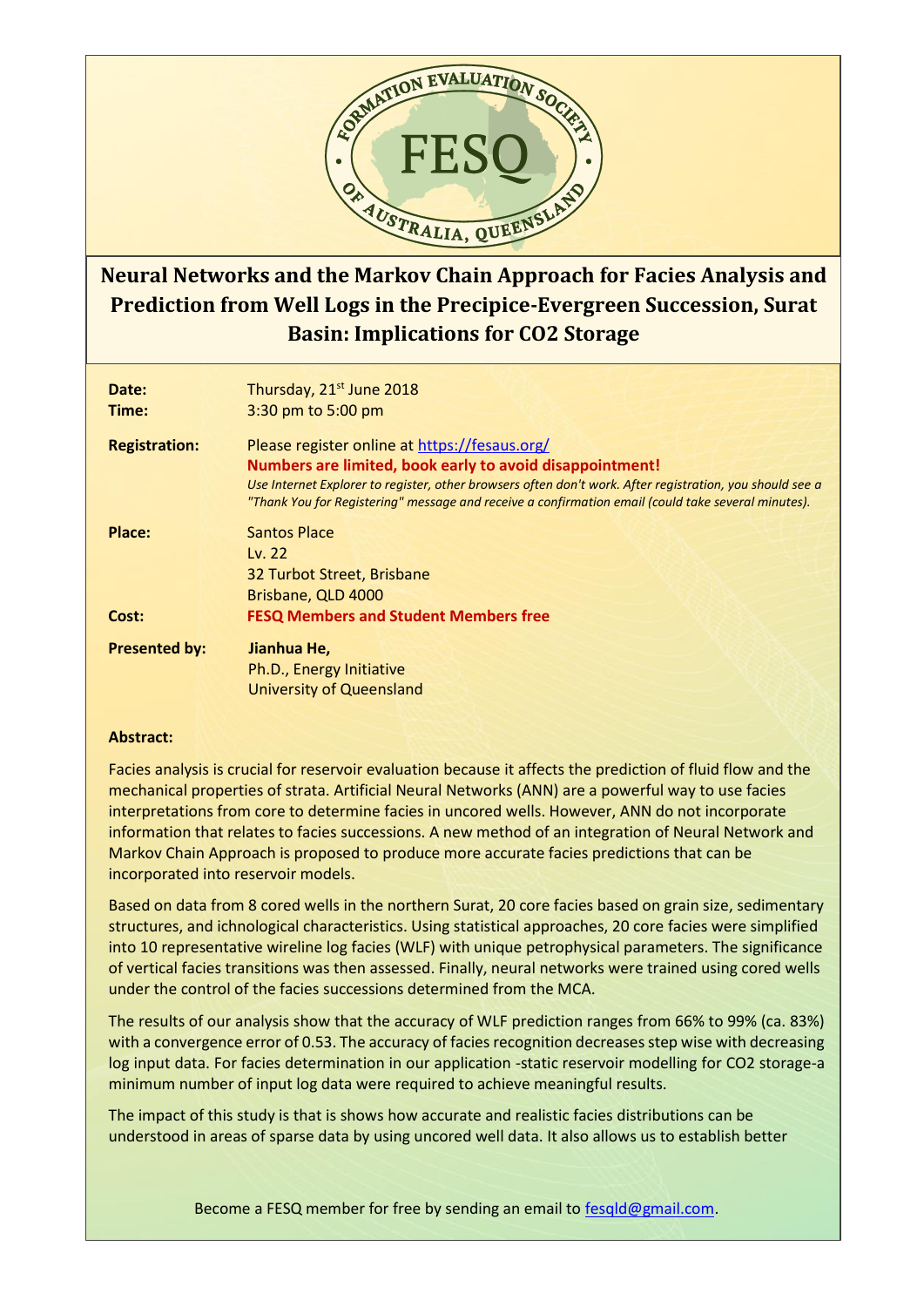# Neural Networks and the Markov Chain Approach for Facies Analysis and Prediction from Well Logs in the Precipice-Evergreen Succession, Surat Basin: Implications for CO2 Storage

**Date:** Thursday, 21st June 2018
**Time:** 3:30 pm to 5:00 pm

**Registration:** Please register online at https://fesaus.org/
**Numbers are limited, book early to avoid disappointment!**
*Use Internet Explorer to register, other browsers often don't work. After registration, you should see a "Thank You for Registering" message and receive a confirmation email (could take several minutes).*

**Place:** Santos Place
Lv. 22
32 Turbot Street, Brisbane
Brisbane, QLD 4000

**Cost:** **FESQ Members and Student Members free**

**Presented by:** **Jianhua He,**
Ph.D., Energy Initiative
University of Queensland

**Abstract:**

Facies analysis is crucial for reservoir evaluation because it affects the prediction of fluid flow and the mechanical properties of strata. Artificial Neural Networks (ANN) are a powerful way to use facies interpretations from core to determine facies in uncored wells. However, ANN do not incorporate information that relates to facies successions. A new method of an integration of Neural Network and Markov Chain Approach is proposed to produce more accurate facies predictions that can be incorporated into reservoir models.

Based on data from 8 cored wells in the northern Surat, 20 core facies based on grain size, sedimentary structures, and ichnological characteristics. Using statistical approaches, 20 core facies were simplified into 10 representative wireline log facies (WLF) with unique petrophysical parameters. The significance of vertical facies transitions was then assessed. Finally, neural networks were trained using cored wells under the control of the facies successions determined from the MCA.

The results of our analysis show that the accuracy of WLF prediction ranges from 66% to 99% (ca. 83%) with a convergence error of 0.53. The accuracy of facies recognition decreases step wise with decreasing log input data. For facies determination in our application -static reservoir modelling for CO2 storage-a minimum number of input log data were required to achieve meaningful results.

The impact of this study is that is shows how accurate and realistic facies distributions can be understood in areas of sparse data by using uncored well data. It also allows us to establish better

Become a FESQ member for free by sending an email to fesqld@gmail.com.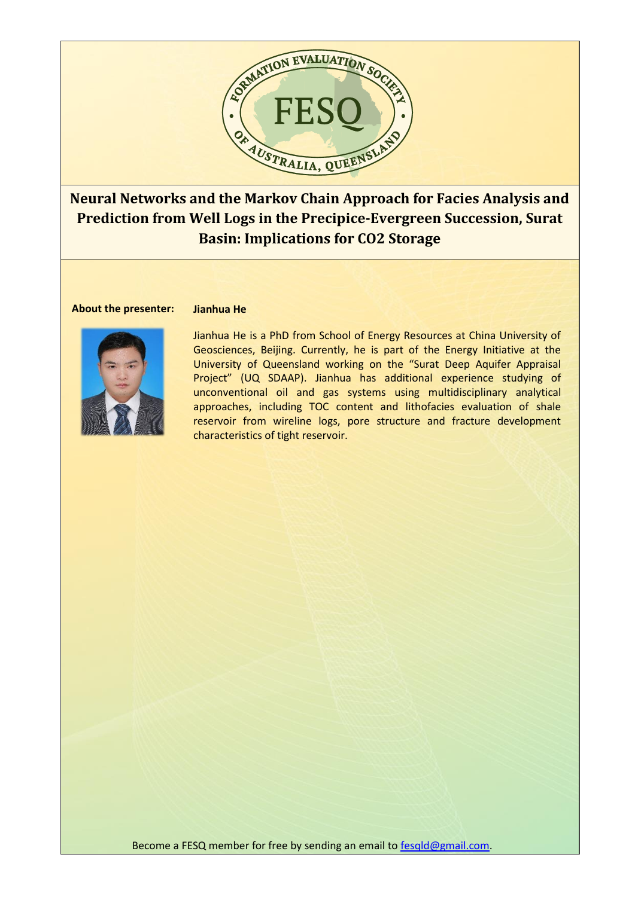# Neural Networks and the Markov Chain Approach for Facies Analysis and Prediction from Well Logs in the Precipice-Evergreen Succession, Surat Basin: Implications for $CO_2$ Storage

**About the presenter:** **Jianhua He**

Jianhua He is a PhD from School of Energy Resources at China University of Geosciences, Beijing. Currently, he is part of the Energy Initiative at the University of Queensland working on the "Surat Deep Aquifer Appraisal Project" (UQ SDAAP). Jianhua has additional experience studying of unconventional oil and gas systems using multidisciplinary analytical approaches, including TOC content and lithofacies evaluation of shale reservoir from wireline logs, pore structure and fracture development characteristics of tight reservoir.

Become a FESQ member for free by sending an email to fesqld@gmail.com.